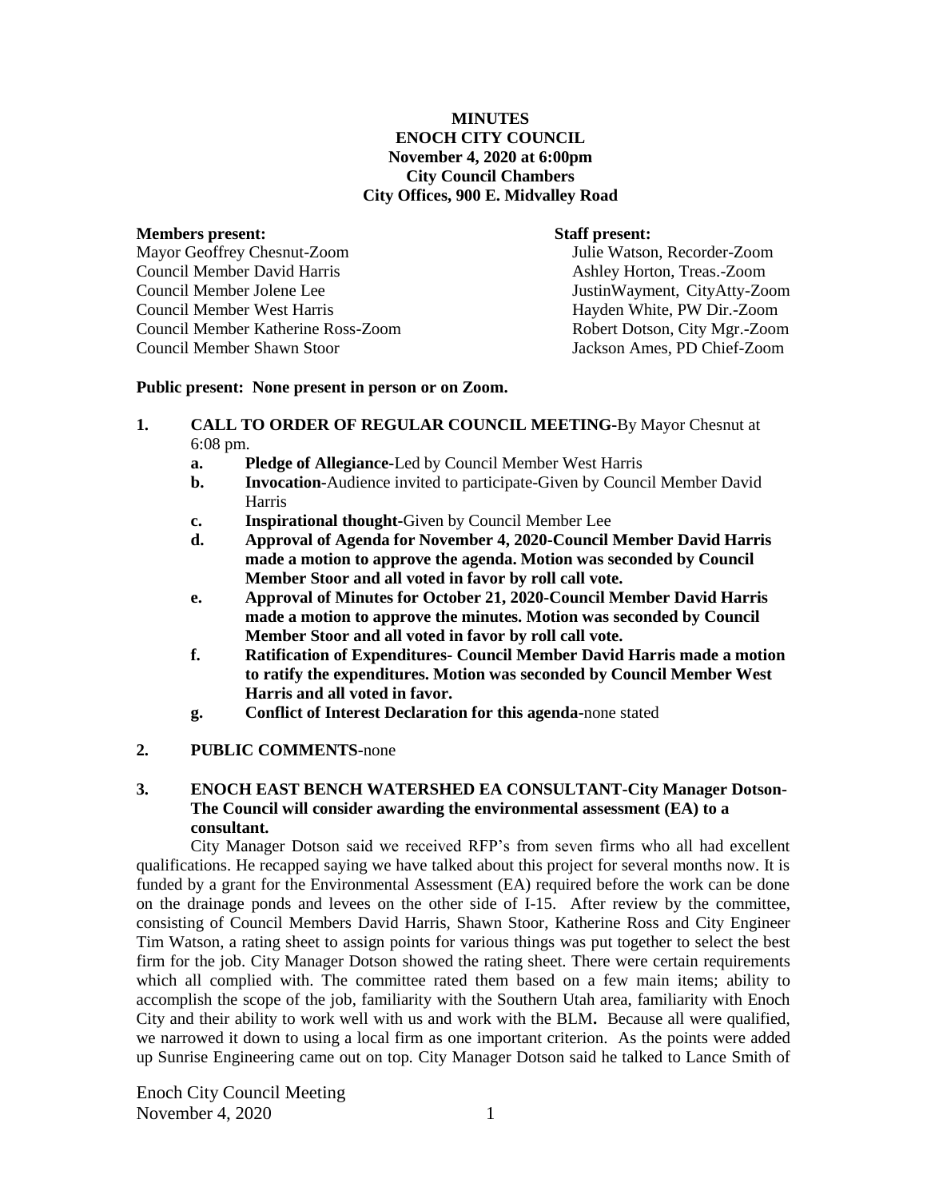**MINUTES**
**ENOCH CITY COUNCIL**
**November 4, 2020 at 6:00pm**
**City Council Chambers**
**City Offices, 900 E. Midvalley Road**

**Members present:**
Mayor Geoffrey Chesnut-Zoom
Council Member David Harris
Council Member Jolene Lee
Council Member West Harris
Council Member Katherine Ross-Zoom
Council Member Shawn Stoor

**Staff present:**
Julie Watson, Recorder-Zoom
Ashley Horton, Treas.-Zoom
JustinWayment, CityAtty-Zoom
Hayden White, PW Dir.-Zoom
Robert Dotson, City Mgr.-Zoom
Jackson Ames, PD Chief-Zoom

**Public present: None present in person or on Zoom.**

1. **CALL TO ORDER OF REGULAR COUNCIL MEETING-**By Mayor Chesnut at 6:08 pm.
   a. **Pledge of Allegiance-**Led by Council Member West Harris
   b. **Invocation-**Audience invited to participate-Given by Council Member David Harris
   c. **Inspirational thought-**Given by Council Member Lee
   d. **Approval of Agenda for November 4, 2020-Council Member David Harris made a motion to approve the agenda. Motion was seconded by Council Member Stoor and all voted in favor by roll call vote.**
   e. **Approval of Minutes for October 21, 2020-Council Member David Harris made a motion to approve the minutes. Motion was seconded by Council Member Stoor and all voted in favor by roll call vote.**
   f. **Ratification of Expenditures- Council Member David Harris made a motion to ratify the expenditures. Motion was seconded by Council Member West Harris and all voted in favor.**
   g. **Conflict of Interest Declaration for this agenda-**none stated

2. **PUBLIC COMMENTS-**none

3. **ENOCH EAST BENCH WATERSHED EA CONSULTANT-City Manager Dotson- The Council will consider awarding the environmental assessment (EA) to a consultant.**

City Manager Dotson said we received RFP's from seven firms who all had excellent qualifications. He recapped saying we have talked about this project for several months now. It is funded by a grant for the Environmental Assessment (EA) required before the work can be done on the drainage ponds and levees on the other side of I-15. After review by the committee, consisting of Council Members David Harris, Shawn Stoor, Katherine Ross and City Engineer Tim Watson, a rating sheet to assign points for various things was put together to select the best firm for the job. City Manager Dotson showed the rating sheet. There were certain requirements which all complied with. The committee rated them based on a few main items; ability to accomplish the scope of the job, familiarity with the Southern Utah area, familiarity with Enoch City and their ability to work well with us and work with the BLM**.** Because all were qualified, we narrowed it down to using a local firm as one important criterion. As the points were added up Sunrise Engineering came out on top. City Manager Dotson said he talked to Lance Smith of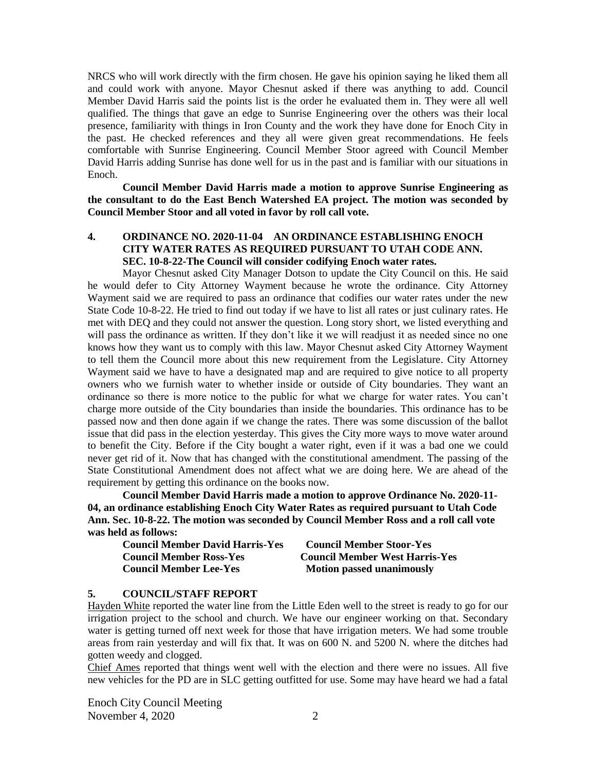NRCS who will work directly with the firm chosen. He gave his opinion saying he liked them all and could work with anyone. Mayor Chesnut asked if there was anything to add. Council Member David Harris said the points list is the order he evaluated them in. They were all well qualified. The things that gave an edge to Sunrise Engineering over the others was their local presence, familiarity with things in Iron County and the work they have done for Enoch City in the past. He checked references and they all were given great recommendations. He feels comfortable with Sunrise Engineering. Council Member Stoor agreed with Council Member David Harris adding Sunrise has done well for us in the past and is familiar with our situations in Enoch.

**Council Member David Harris made a motion to approve Sunrise Engineering as the consultant to do the East Bench Watershed EA project. The motion was seconded by Council Member Stoor and all voted in favor by roll call vote.**

## 4. ORDINANCE NO. 2020-11-04 AN ORDINANCE ESTABLISHING ENOCH CITY WATER RATES AS REQUIRED PURSUANT TO UTAH CODE ANN. SEC. 10-8-22-The Council will consider codifying Enoch water rates.

Mayor Chesnut asked City Manager Dotson to update the City Council on this. He said he would defer to City Attorney Wayment because he wrote the ordinance. City Attorney Wayment said we are required to pass an ordinance that codifies our water rates under the new State Code 10-8-22. He tried to find out today if we have to list all rates or just culinary rates. He met with DEQ and they could not answer the question. Long story short, we listed everything and will pass the ordinance as written. If they don't like it we will readjust it as needed since no one knows how they want us to comply with this law. Mayor Chesnut asked City Attorney Wayment to tell them the Council more about this new requirement from the Legislature. City Attorney Wayment said we have to have a designated map and are required to give notice to all property owners who we furnish water to whether inside or outside of City boundaries. They want an ordinance so there is more notice to the public for what we charge for water rates. You can't charge more outside of the City boundaries than inside the boundaries. This ordinance has to be passed now and then done again if we change the rates. There was some discussion of the ballot issue that did pass in the election yesterday. This gives the City more ways to move water around to benefit the City. Before if the City bought a water right, even if it was a bad one we could never get rid of it. Now that has changed with the constitutional amendment. The passing of the State Constitutional Amendment does not affect what we are doing here. We are ahead of the requirement by getting this ordinance on the books now.

**Council Member David Harris made a motion to approve Ordinance No. 2020-11-04, an ordinance establishing Enoch City Water Rates as required pursuant to Utah Code Ann. Sec. 10-8-22. The motion was seconded by Council Member Ross and a roll call vote was held as follows:**

**Council Member David Harris-Yes** &nbsp;&nbsp;&nbsp; **Council Member Stoor-Yes**
**Council Member Ross-Yes** &nbsp;&nbsp;&nbsp; **Council Member West Harris-Yes**
**Council Member Lee-Yes** &nbsp;&nbsp;&nbsp; **Motion passed unanimously**

## 5. COUNCIL/STAFF REPORT

Hayden White reported the water line from the Little Eden well to the street is ready to go for our irrigation project to the school and church. We have our engineer working on that. Secondary water is getting turned off next week for those that have irrigation meters. We had some trouble areas from rain yesterday and will fix that. It was on 600 N. and 5200 N. where the ditches had gotten weedy and clogged.

Chief Ames reported that things went well with the election and there were no issues. All five new vehicles for the PD are in SLC getting outfitted for use. Some may have heard we had a fatal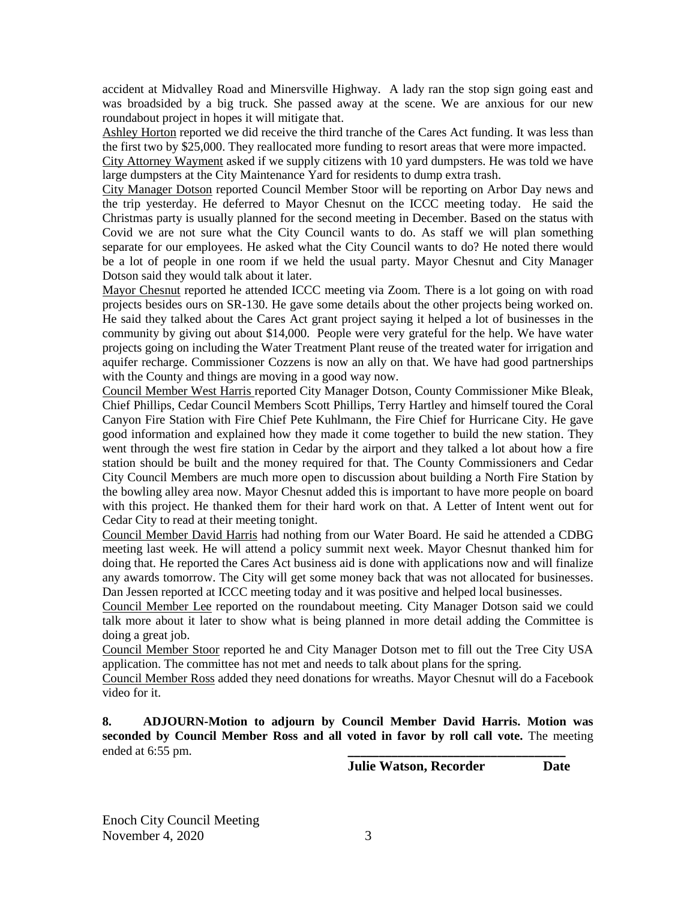accident at Midvalley Road and Minersville Highway. A lady ran the stop sign going east and was broadsided by a big truck. She passed away at the scene. We are anxious for our new roundabout project in hopes it will mitigate that.

Ashley Horton reported we did receive the third tranche of the Cares Act funding. It was less than the first two by $25,000. They reallocated more funding to resort areas that were more impacted.

City Attorney Wayment asked if we supply citizens with 10 yard dumpsters. He was told we have large dumpsters at the City Maintenance Yard for residents to dump extra trash.

City Manager Dotson reported Council Member Stoor will be reporting on Arbor Day news and the trip yesterday. He deferred to Mayor Chesnut on the ICCC meeting today. He said the Christmas party is usually planned for the second meeting in December. Based on the status with Covid we are not sure what the City Council wants to do. As staff we will plan something separate for our employees. He asked what the City Council wants to do? He noted there would be a lot of people in one room if we held the usual party. Mayor Chesnut and City Manager Dotson said they would talk about it later.

Mayor Chesnut reported he attended ICCC meeting via Zoom. There is a lot going on with road projects besides ours on SR-130. He gave some details about the other projects being worked on. He said they talked about the Cares Act grant project saying it helped a lot of businesses in the community by giving out about $14,000. People were very grateful for the help. We have water projects going on including the Water Treatment Plant reuse of the treated water for irrigation and aquifer recharge. Commissioner Cozzens is now an ally on that. We have had good partnerships with the County and things are moving in a good way now.

Council Member West Harris reported City Manager Dotson, County Commissioner Mike Bleak, Chief Phillips, Cedar Council Members Scott Phillips, Terry Hartley and himself toured the Coral Canyon Fire Station with Fire Chief Pete Kuhlmann, the Fire Chief for Hurricane City. He gave good information and explained how they made it come together to build the new station. They went through the west fire station in Cedar by the airport and they talked a lot about how a fire station should be built and the money required for that. The County Commissioners and Cedar City Council Members are much more open to discussion about building a North Fire Station by the bowling alley area now. Mayor Chesnut added this is important to have more people on board with this project. He thanked them for their hard work on that. A Letter of Intent went out for Cedar City to read at their meeting tonight.

Council Member David Harris had nothing from our Water Board. He said he attended a CDBG meeting last week. He will attend a policy summit next week. Mayor Chesnut thanked him for doing that. He reported the Cares Act business aid is done with applications now and will finalize any awards tomorrow. The City will get some money back that was not allocated for businesses. Dan Jessen reported at ICCC meeting today and it was positive and helped local businesses.

Council Member Lee reported on the roundabout meeting. City Manager Dotson said we could talk more about it later to show what is being planned in more detail adding the Committee is doing a great job.

Council Member Stoor reported he and City Manager Dotson met to fill out the Tree City USA application. The committee has not met and needs to talk about plans for the spring.

Council Member Ross added they need donations for wreaths. Mayor Chesnut will do a Facebook video for it.

**8. ADJOURN-Motion to adjourn by Council Member David Harris. Motion was seconded by Council Member Ross and all voted in favor by roll call vote.** The meeting ended at 6:55 pm.

\_\_\_\_\_\_\_\_\_\_\_\_\_\_\_\_\_\_\_\_\_\_\_\_\_\_\_\_\_\_\_\_\_\_\_\_

**Julie Watson, Recorder Date**